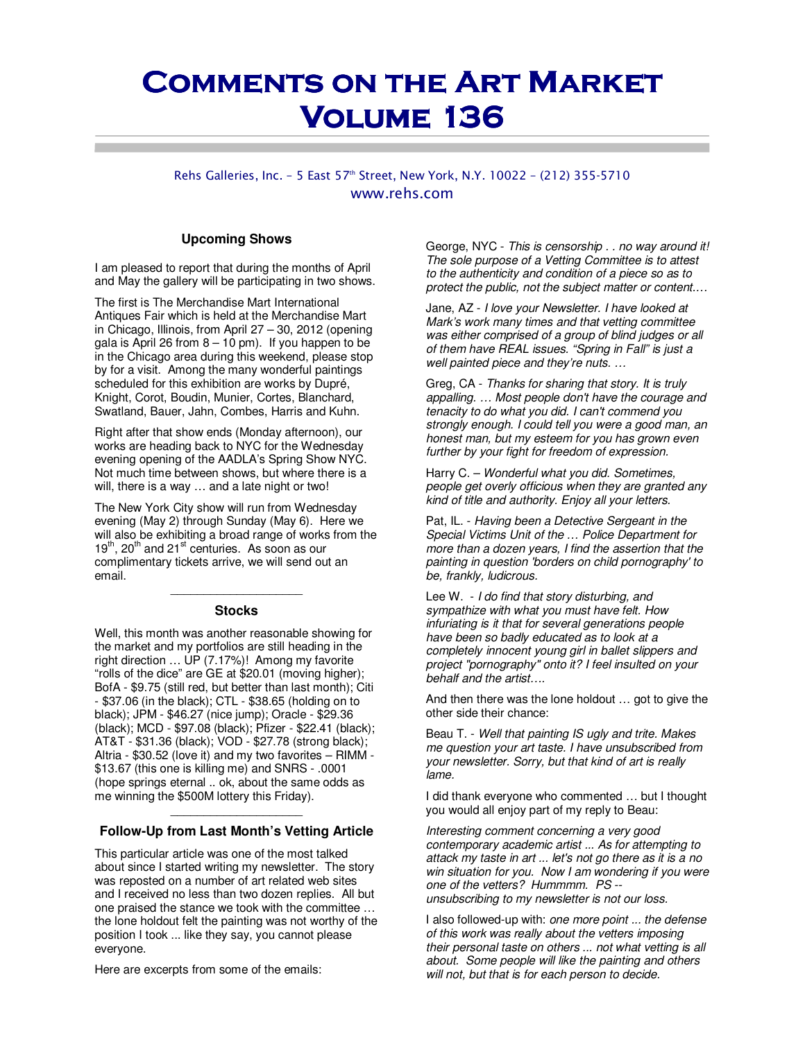# Comments on the Art Market Volume 136

Rehs Galleries, Inc. - 5 East 57th Street, New York, N.Y. 10022 - (212) 355-5710
www.rehs.com

### Upcoming Shows

I am pleased to report that during the months of April and May the gallery will be participating in two shows.

The first is The Merchandise Mart International Antiques Fair which is held at the Merchandise Mart in Chicago, Illinois, from April 27 – 30, 2012 (opening gala is April 26 from 8 – 10 pm). If you happen to be in the Chicago area during this weekend, please stop by for a visit. Among the many wonderful paintings scheduled for this exhibition are works by Dupré, Knight, Corot, Boudin, Munier, Cortes, Blanchard, Swatland, Bauer, Jahn, Combes, Harris and Kuhn.

Right after that show ends (Monday afternoon), our works are heading back to NYC for the Wednesday evening opening of the AADLA's Spring Show NYC. Not much time between shows, but where there is a will, there is a way … and a late night or two!

The New York City show will run from Wednesday evening (May 2) through Sunday (May 6). Here we will also be exhibiting a broad range of works from the 19th, 20th and 21st centuries. As soon as our complimentary tickets arrive, we will send out an email.

### Stocks

Well, this month was another reasonable showing for the market and my portfolios are still heading in the right direction … UP (7.17%)! Among my favorite "rolls of the dice" are GE at $20.01 (moving higher); BofA - $9.75 (still red, but better than last month); Citi - $37.06 (in the black); CTL - $38.65 (holding on to black); JPM - $46.27 (nice jump); Oracle - $29.36 (black); MCD - $97.08 (black); Pfizer - $22.41 (black); AT&T - $31.36 (black); VOD - $27.78 (strong black); Altria - $30.52 (love it) and my two favorites – RIMM - $13.67 (this one is killing me) and SNRS - .0001 (hope springs eternal .. ok, about the same odds as me winning the $500M lottery this Friday).

### Follow-Up from Last Month's Vetting Article

This particular article was one of the most talked about since I started writing my newsletter. The story was reposted on a number of art related web sites and I received no less than two dozen replies. All but one praised the stance we took with the committee … the lone holdout felt the painting was not worthy of the position I took ... like they say, you cannot please everyone.

Here are excerpts from some of the emails:

George, NYC - *This is censorship . . no way around it! The sole purpose of a Vetting Committee is to attest to the authenticity and condition of a piece so as to protect the public, not the subject matter or content.…*

Jane, AZ - *I love your Newsletter. I have looked at Mark's work many times and that vetting committee was either comprised of a group of blind judges or all of them have REAL issues. "Spring in Fall" is just a well painted piece and they're nuts. …*

Greg, CA - *Thanks for sharing that story. It is truly appalling. … Most people don't have the courage and tenacity to do what you did. I can't commend you strongly enough. I could tell you were a good man, an honest man, but my esteem for you has grown even further by your fight for freedom of expression.*

Harry C. – *Wonderful what you did. Sometimes, people get overly officious when they are granted any kind of title and authority. Enjoy all your letters.*

Pat, IL. - *Having been a Detective Sergeant in the Special Victims Unit of the … Police Department for more than a dozen years, I find the assertion that the painting in question 'borders on child pornography' to be, frankly, ludicrous.*

Lee W. - *I do find that story disturbing, and sympathize with what you must have felt. How infuriating is it that for several generations people have been so badly educated as to look at a completely innocent young girl in ballet slippers and project "pornography" onto it? I feel insulted on your behalf and the artist….*

And then there was the lone holdout … got to give the other side their chance:

Beau T. - *Well that painting IS ugly and trite. Makes me question your art taste. I have unsubscribed from your newsletter. Sorry, but that kind of art is really lame.*

I did thank everyone who commented … but I thought you would all enjoy part of my reply to Beau:

*Interesting comment concerning a very good contemporary academic artist ... As for attempting to attack my taste in art ... let's not go there as it is a no win situation for you. Now I am wondering if you were one of the vetters? Hummmm. PS -- unsubscribing to my newsletter is not our loss.*

I also followed-up with: *one more point ... the defense of this work was really about the vetters imposing their personal taste on others ... not what vetting is all about. Some people will like the painting and others will not, but that is for each person to decide.*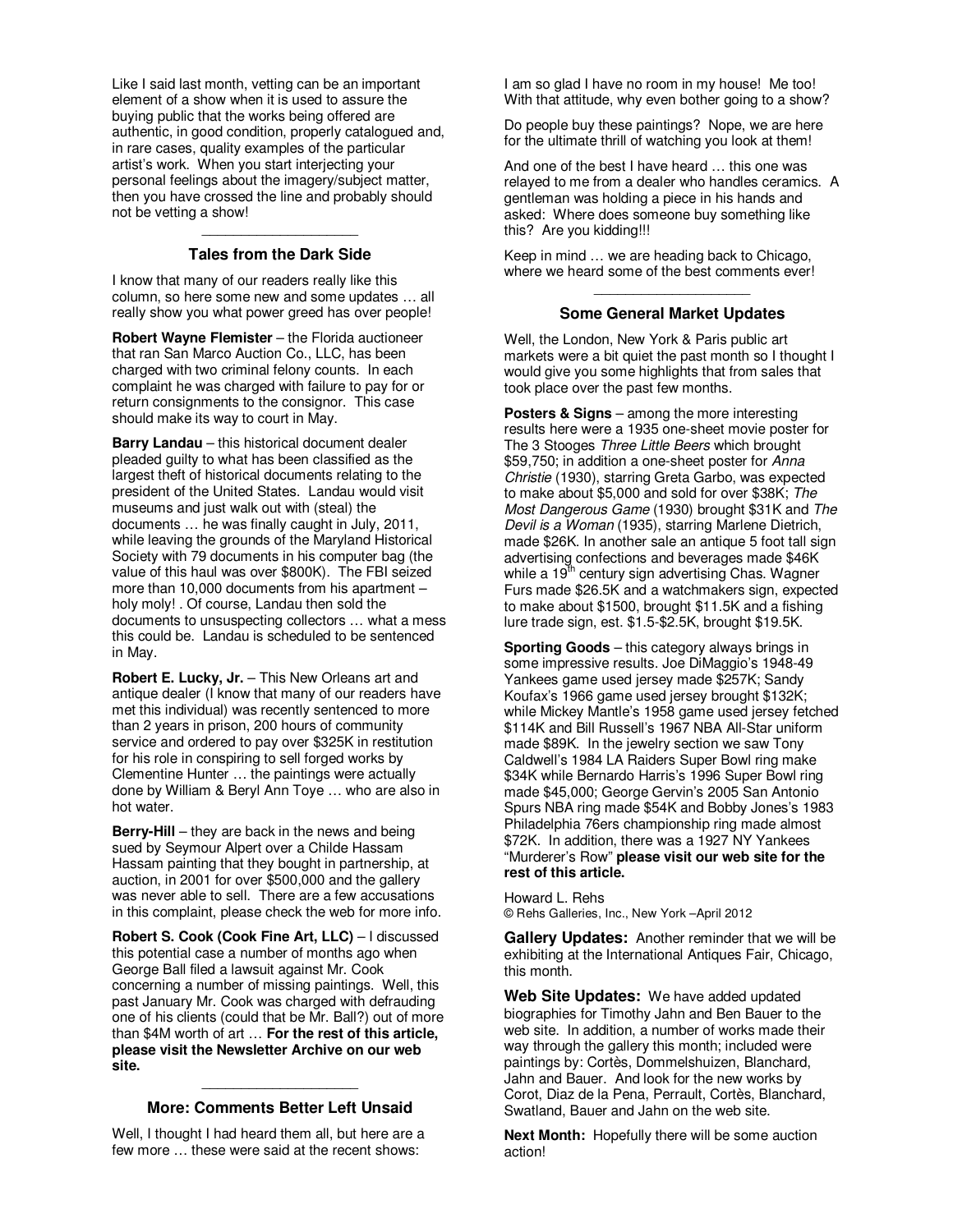Like I said last month, vetting can be an important element of a show when it is used to assure the buying public that the works being offered are authentic, in good condition, properly catalogued and, in rare cases, quality examples of the particular artist's work. When you start interjecting your personal feelings about the imagery/subject matter, then you have crossed the line and probably should not be vetting a show!

---

### Tales from the Dark Side

I know that many of our readers really like this column, so here some new and some updates … all really show you what power greed has over people!

**Robert Wayne Flemister** – the Florida auctioneer that ran San Marco Auction Co., LLC, has been charged with two criminal felony counts. In each complaint he was charged with failure to pay for or return consignments to the consignor. This case should make its way to court in May.

**Barry Landau** – this historical document dealer pleaded guilty to what has been classified as the largest theft of historical documents relating to the president of the United States. Landau would visit museums and just walk out with (steal) the documents … he was finally caught in July, 2011, while leaving the grounds of the Maryland Historical Society with 79 documents in his computer bag (the value of this haul was over $800K). The FBI seized more than 10,000 documents from his apartment – holy moly! . Of course, Landau then sold the documents to unsuspecting collectors … what a mess this could be. Landau is scheduled to be sentenced in May.

**Robert E. Lucky, Jr.** – This New Orleans art and antique dealer (I know that many of our readers have met this individual) was recently sentenced to more than 2 years in prison, 200 hours of community service and ordered to pay over $325K in restitution for his role in conspiring to sell forged works by Clementine Hunter … the paintings were actually done by William & Beryl Ann Toye … who are also in hot water.

**Berry-Hill** – they are back in the news and being sued by Seymour Alpert over a Childe Hassam Hassam painting that they bought in partnership, at auction, in 2001 for over $500,000 and the gallery was never able to sell. There are a few accusations in this complaint, please check the web for more info.

**Robert S. Cook (Cook Fine Art, LLC)** – I discussed this potential case a number of months ago when George Ball filed a lawsuit against Mr. Cook concerning a number of missing paintings. Well, this past January Mr. Cook was charged with defrauding one of his clients (could that be Mr. Ball?) out of more than $4M worth of art … **For the rest of this article, please visit the Newsletter Archive on our web site.**

---

### More: Comments Better Left Unsaid

Well, I thought I had heard them all, but here are a few more … these were said at the recent shows:

I am so glad I have no room in my house! Me too! With that attitude, why even bother going to a show?

Do people buy these paintings? Nope, we are here for the ultimate thrill of watching you look at them!

And one of the best I have heard … this one was relayed to me from a dealer who handles ceramics. A gentleman was holding a piece in his hands and asked: Where does someone buy something like this? Are you kidding!!!

Keep in mind … we are heading back to Chicago, where we heard some of the best comments ever!

---

### Some General Market Updates

Well, the London, New York & Paris public art markets were a bit quiet the past month so I thought I would give you some highlights that from sales that took place over the past few months.

**Posters & Signs** – among the more interesting results here were a 1935 one-sheet movie poster for The 3 Stooges *Three Little Beers* which brought $59,750; in addition a one-sheet poster for *Anna Christie* (1930), starring Greta Garbo, was expected to make about $5,000 and sold for over $38K; *The Most Dangerous Game* (1930) brought $31K and *The Devil is a Woman* (1935), starring Marlene Dietrich, made $26K. In another sale an antique 5 foot tall sign advertising confections and beverages made $46K while a 19th century sign advertising Chas. Wagner Furs made $26.5K and a watchmakers sign, expected to make about $1500, brought $11.5K and a fishing lure trade sign, est. $1.5-$2.5K, brought $19.5K.

**Sporting Goods** – this category always brings in some impressive results. Joe DiMaggio's 1948-49 Yankees game used jersey made $257K; Sandy Koufax's 1966 game used jersey brought $132K; while Mickey Mantle's 1958 game used jersey fetched $114K and Bill Russell's 1967 NBA All-Star uniform made $89K. In the jewelry section we saw Tony Caldwell's 1984 LA Raiders Super Bowl ring make $34K while Bernardo Harris's 1996 Super Bowl ring made $45,000; George Gervin's 2005 San Antonio Spurs NBA ring made $54K and Bobby Jones's 1983 Philadelphia 76ers championship ring made almost $72K. In addition, there was a 1927 NY Yankees "Murderer's Row" **please visit our web site for the rest of this article.**

Howard L. Rehs
© Rehs Galleries, Inc., New York –April 2012

**Gallery Updates:** Another reminder that we will be exhibiting at the International Antiques Fair, Chicago, this month.

**Web Site Updates:** We have added updated biographies for Timothy Jahn and Ben Bauer to the web site. In addition, a number of works made their way through the gallery this month; included were paintings by: Cortès, Dommelshuizen, Blanchard, Jahn and Bauer. And look for the new works by Corot, Diaz de la Pena, Perrault, Cortès, Blanchard, Swatland, Bauer and Jahn on the web site.

**Next Month:** Hopefully there will be some auction action!